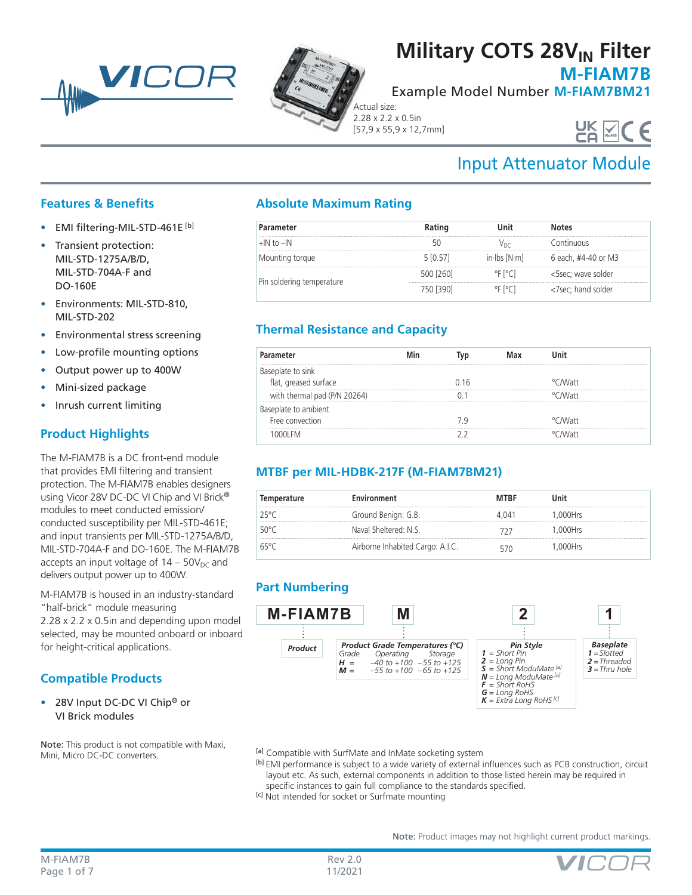# Military COTS 28$V_{IN}$ Filter

## M-FIAM7B

Example Model Number **M-FIAM7BM21**

Actual size:
2.28 x 2.2 x 0.5in
[57,9 x 55,9 x 12,7mm]

## Input Attenuator Module

## Features & Benefits

- EMI filtering-MIL-STD-461E [b]
- Transient protection: MIL-STD-1275A/B/D, MIL-STD-704A-F and DO-160E
- Environments: MIL-STD-810, MIL-STD-202
- Environmental stress screening
- Low-profile mounting options
- Output power up to 400W
- Mini-sized package
- Inrush current limiting

## Product Highlights

The M-FIAM7B is a DC front-end module that provides EMI filtering and transient protection. The M-FIAM7B enables designers using Vicor 28V DC-DC VI Chip and VI Brick® modules to meet conducted emission/ conducted susceptibility per MIL-STD-461E; and input transients per MIL-STD-1275A/B/D, MIL-STD-704A-F and DO-160E. The M-FIAM7B accepts an input voltage of 14 – 50$V_{DC}$ and delivers output power up to 400W.

M-FIAM7B is housed in an industry-standard "half-brick" module measuring 2.28 x 2.2 x 0.5in and depending upon model selected, may be mounted onboard or inboard for height-critical applications.

## Compatible Products

- 28V Input DC-DC VI Chip® or VI Brick modules

Note: This product is not compatible with Maxi, Mini, Micro DC-DC converters.

## Absolute Maximum Rating

| Parameter | Rating | Unit | Notes |
|---|---|---|---|
| +IN to –IN | 50 | $V_{DC}$ | Continuous |
| Mounting torque | 5 [0.57] | in·lbs [N·m] | 6 each, #4-40 or M3 |
| Pin soldering temperature | 500 [260] | °F [°C] | <5sec; wave solder |
| | 750 [390] | °F [°C] | <7sec; hand solder |

## Thermal Resistance and Capacity

| Parameter | Min | Typ | Max | Unit |
|---|---|---|---|---|
| Baseplate to sink | | | | |
| flat, greased surface | | 0.16 | | °C/Watt |
| with thermal pad (P/N 20264) | | 0.1 | | °C/Watt |
| Baseplate to ambient | | | | |
| Free convection | | 7.9 | | °C/Watt |
| 1000LFM | | 2.2 | | °C/Watt |

## MTBF per MIL-HDBK-217F (M-FIAM7BM21)

| Temperature | Environment | MTBF | Unit |
|---|---|---|---|
| 25°C | Ground Benign: G.B. | 4,041 | 1,000Hrs |
| 50°C | Naval Sheltered: N.S. | 727 | 1,000Hrs |
| 65°C | Airborne Inhabited Cargo: A.I.C. | 570 | 1,000Hrs |

## Part Numbering

**M-FIAM7B** | **M** | **2** | **1**

- **Product**: M-FIAM7B
- **Product Grade Temperatures (°C)**

| Grade | Operating | Storage |
|---|---|---|
| H = | –40 to +100 | –55 to +125 |
| M = | –55 to +100 | –65 to +125 |

- **Pin Style**
  - 1 = Short Pin
  - 2 = Long Pin
  - S = Short ModuMate [a]
  - N = Long ModuMate [a]
  - F = Short RoHS
  - G = Long RoHS
  - K = Extra Long RoHS [c]
- **Baseplate**
  - 1 = Slotted
  - 2 = Threaded
  - 3 = Thru hole

[a] Compatible with SurfMate and InMate socketing system

[b] EMI performance is subject to a wide variety of external influences such as PCB construction, circuit layout etc. As such, external components in addition to those listed herein may be required in specific instances to gain full compliance to the standards specified.

[c] Not intended for socket or Surfmate mounting

Note: Product images may not highlight current product markings.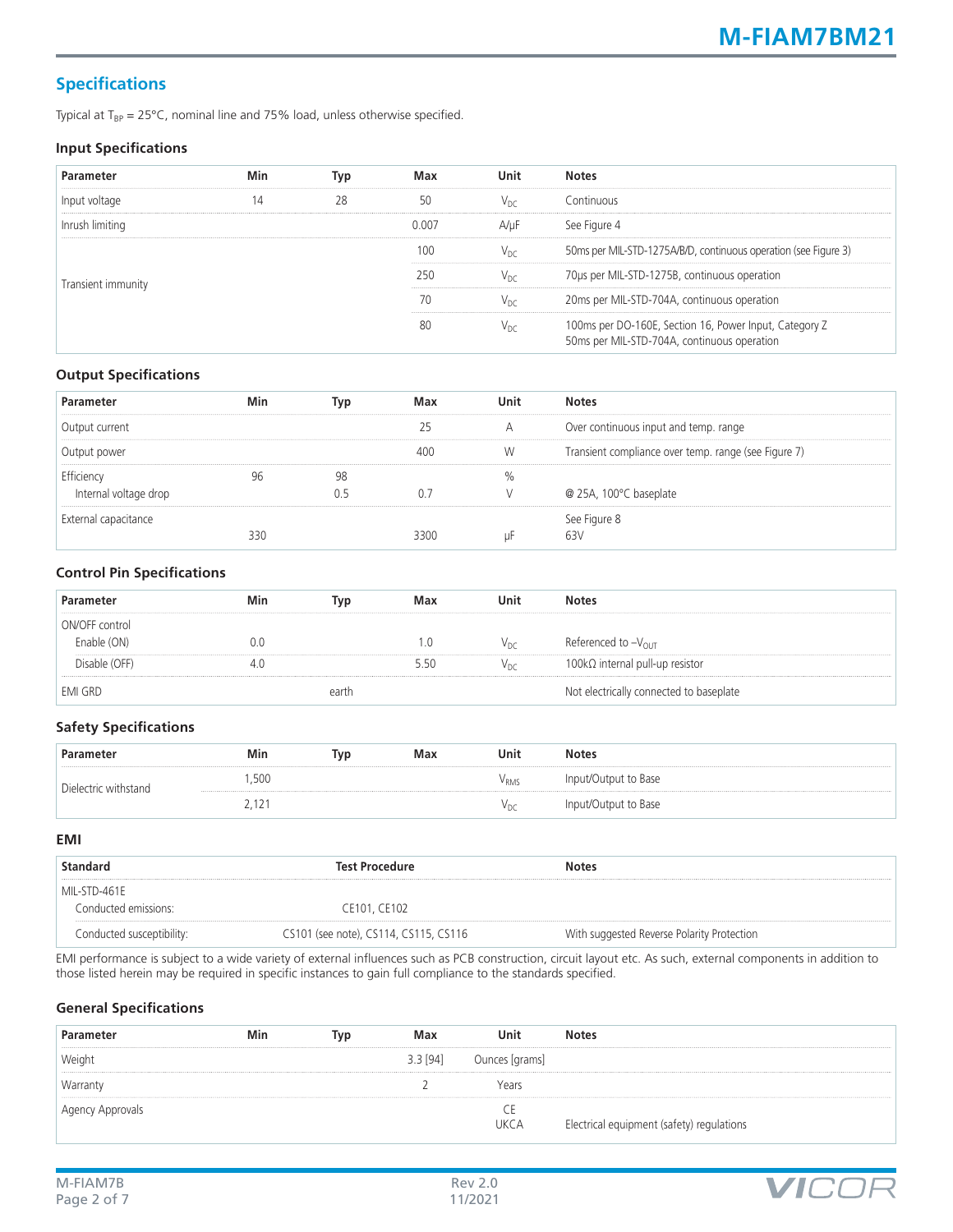## Specifications

Typical at $T_{BP}$ = 25°C, nominal line and 75% load, unless otherwise specified.

### Input Specifications

| Parameter | Min | Typ | Max | Unit | Notes |
|---|---|---|---|---|---|
| Input voltage | 14 | 28 | 50 | $V_{DC}$ | Continuous |
| Inrush limiting | | | 0.007 | A/µF | See Figure 4 |
| Transient immunity | | | 100 | $V_{DC}$ | 50ms per MIL-STD-1275A/B/D, continuous operation (see Figure 3) |
| | | | 250 | $V_{DC}$ | 70µs per MIL-STD-1275B, continuous operation |
| | | | 70 | $V_{DC}$ | 20ms per MIL-STD-704A, continuous operation |
| | | | 80 | $V_{DC}$ | 100ms per DO-160E, Section 16, Power Input, Category Z<br>50ms per MIL-STD-704A, continuous operation |

### Output Specifications

| Parameter | Min | Typ | Max | Unit | Notes |
|---|---|---|---|---|---|
| Output current | | | 25 | A | Over continuous input and temp. range |
| Output power | | | 400 | W | Transient compliance over temp. range (see Figure 7) |
| Efficiency | 96 | 98 | | % | |
| Internal voltage drop | | 0.5 | 0.7 | V | @ 25A, 100°C baseplate |
| External capacitance | 330 | | 3300 | µF | See Figure 8<br>63V |

### Control Pin Specifications

| Parameter | Min | Typ | Max | Unit | Notes |
|---|---|---|---|---|---|
| ON/OFF control | | | | | |
| Enable (ON) | 0.0 | | 1.0 | $V_{DC}$ | Referenced to $-V_{OUT}$ |
| Disable (OFF) | 4.0 | | 5.50 | $V_{DC}$ | 100kΩ internal pull-up resistor |
| EMI GRD | | earth | | | Not electrically connected to baseplate |

### Safety Specifications

| Parameter | Min | Typ | Max | Unit | Notes |
|---|---|---|---|---|---|
| Dielectric withstand | 1,500 | | | $V_{RMS}$ | Input/Output to Base |
| | 2,121 | | | $V_{DC}$ | Input/Output to Base |

### EMI

| Standard | Test Procedure | Notes |
|---|---|---|
| MIL-STD-461E | | |
| Conducted emissions: | CE101, CE102 | |
| Conducted susceptibility: | CS101 (see note), CS114, CS115, CS116 | With suggested Reverse Polarity Protection |

EMI performance is subject to a wide variety of external influences such as PCB construction, circuit layout etc. As such, external components in addition to those listed herein may be required in specific instances to gain full compliance to the standards specified.

### General Specifications

| Parameter | Min | Typ | Max | Unit | Notes |
|---|---|---|---|---|---|
| Weight | | | 3.3 [94] | Ounces [grams] | |
| Warranty | | | 2 | Years | |
| Agency Approvals | | | | CE<br>UKCA | Electrical equipment (safety) regulations |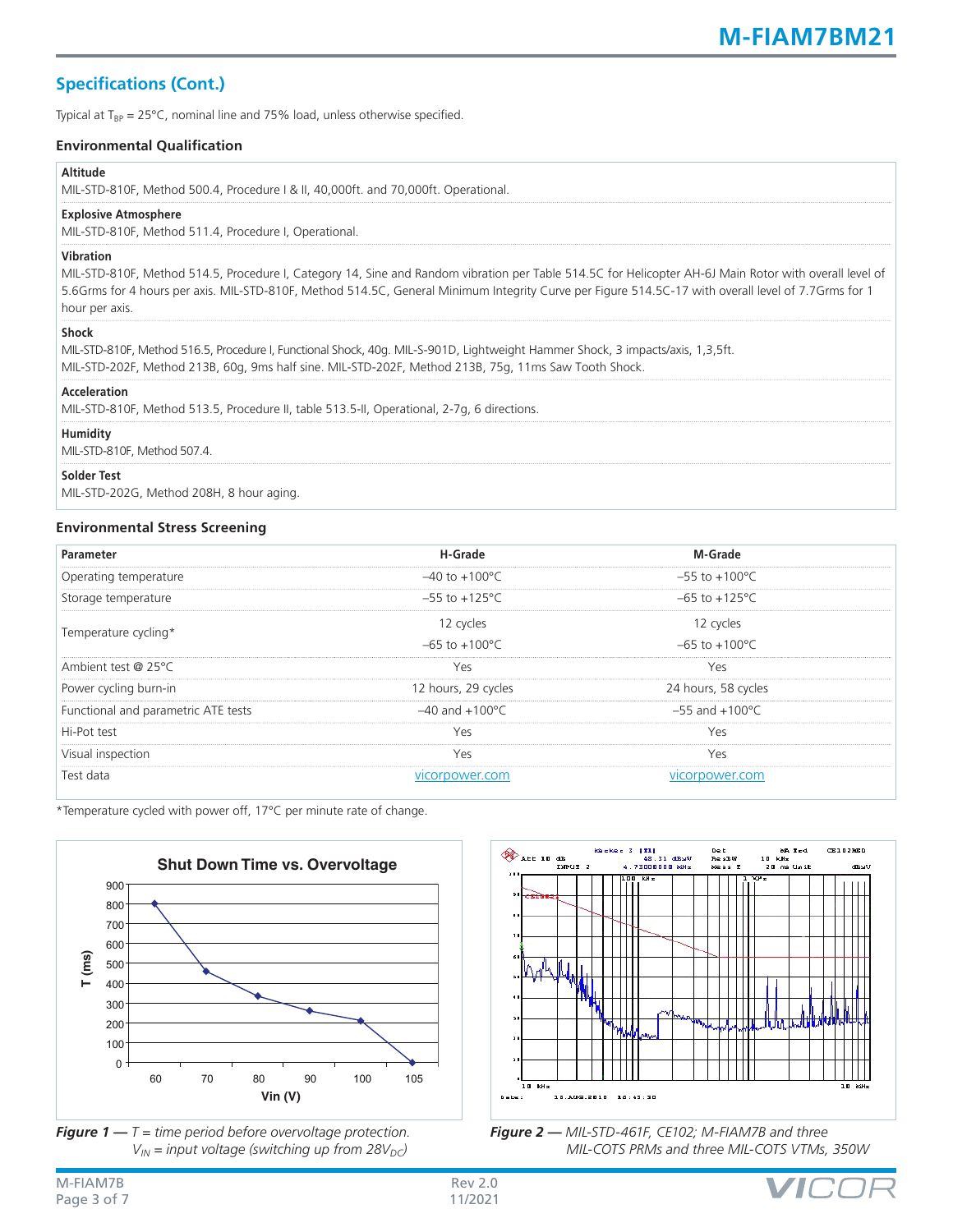## Specifications (Cont.)

Typical at $T_{BP}$ = 25°C, nominal line and 75% load, unless otherwise specified.

### Environmental Qualification

**Altitude**
MIL-STD-810F, Method 500.4, Procedure I & II, 40,000ft. and 70,000ft. Operational.

**Explosive Atmosphere**
MIL-STD-810F, Method 511.4, Procedure I, Operational.

**Vibration**
MIL-STD-810F, Method 514.5, Procedure I, Category 14, Sine and Random vibration per Table 514.5C for Helicopter AH-6J Main Rotor with overall level of 5.6Grms for 4 hours per axis. MIL-STD-810F, Method 514.5C, General Minimum Integrity Curve per Figure 514.5C-17 with overall level of 7.7Grms for 1 hour per axis.

**Shock**
MIL-STD-810F, Method 516.5, Procedure I, Functional Shock, 40g. MIL-S-901D, Lightweight Hammer Shock, 3 impacts/axis, 1,3,5ft.
MIL-STD-202F, Method 213B, 60g, 9ms half sine. MIL-STD-202F, Method 213B, 75g, 11ms Saw Tooth Shock.

**Acceleration**
MIL-STD-810F, Method 513.5, Procedure II, table 513.5-II, Operational, 2-7g, 6 directions.

**Humidity**
MIL-STD-810F, Method 507.4.

**Solder Test**
MIL-STD-202G, Method 208H, 8 hour aging.

### Environmental Stress Screening

| Parameter | H-Grade | M-Grade |
|---|---|---|
| Operating temperature | –40 to +100°C | –55 to +100°C |
| Storage temperature | –55 to +125°C | –65 to +125°C |
| Temperature cycling* | 12 cycles<br>–65 to +100°C | 12 cycles<br>–65 to +100°C |
| Ambient test @ 25°C | Yes | Yes |
| Power cycling burn-in | 12 hours, 29 cycles | 24 hours, 58 cycles |
| Functional and parametric ATE tests | –40 and +100°C | –55 and +100°C |
| Hi-Pot test | Yes | Yes |
| Visual inspection | Yes | Yes |
| Test data | vicorpower.com | vicorpower.com |

*Temperature cycled with power off, 17°C per minute rate of change.

**Figure 1 —** *T = time period before overvoltage protection. $V_{IN}$ = input voltage (switching up from $28V_{DC}$)*

**Figure 2 —** *MIL-STD-461F, CE102; M-FIAM7B and three MIL-COTS PRMs and three MIL-COTS VTMs, 350W*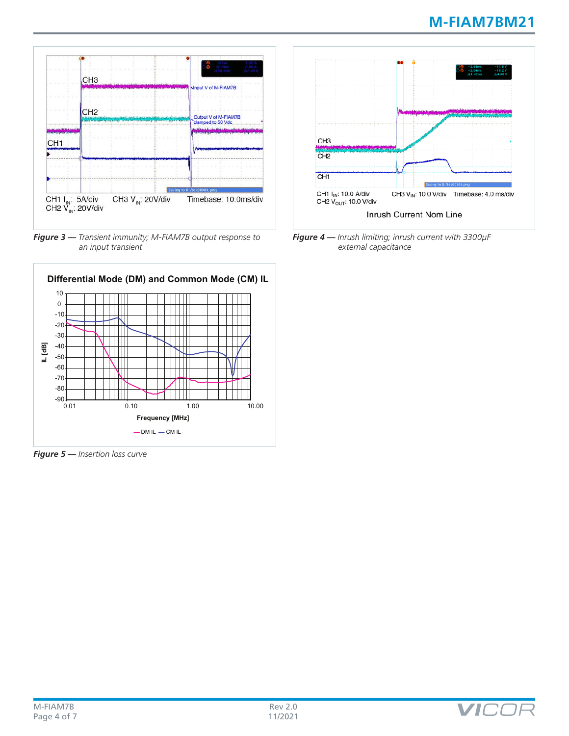CH3

CH2

CH1

Input V of M-FIAM7B

Output V of M-FIAM7B clamped to 50 Vdc

CH1 $I_{IN}$: 5A/div CH3 $V_{IN}$: 20V/div Timebase: 10.0ms/div
CH2 $V_{IN}$: 20V/div

***Figure 3 —*** *Transient immunity; M-FIAM7B output response to an input transient*

CH3

CH2

CH1

CH1 $I_{IN}$: 10.0 A/div CH3 $V_{IN}$: 10.0 V/div Timebase: 4.0 ms/div
CH2 $V_{OUT}$: 10.0 V/div

Inrush Current Nom Line

***Figure 4 —*** *Inrush limiting; inrush current with 3300µF external capacitance*

**Differential Mode (DM) and Common Mode (CM) IL**

IL [dB]

Frequency [MHz]

— DM IL — CM IL

***Figure 5 —*** *Insertion loss curve*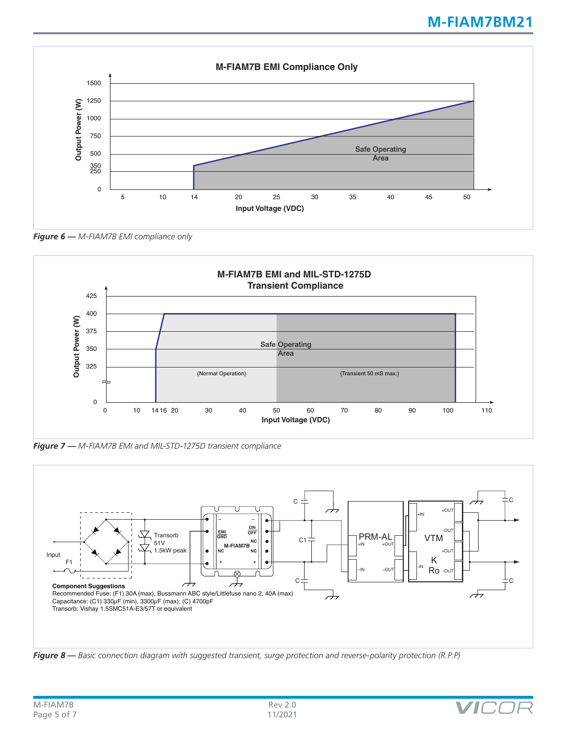**Figure 6 —** *M-FIAM7B EMI compliance only*

**Figure 7 —** *M-FIAM7B EMI and MIL-STD-1275D transient compliance*

**Component Suggestions**
Recommended Fuse: (F1) 30A (max), Bussmann ABC style/Littlefuse nano 2, 40A (max)
Capacitance: (C1) 330μF (min), 3300μF (max); (C) 4700pF
Transorb: Vishay 1.5SMC51A-E3/57T or equivalent

**Figure 8 —** *Basic connection diagram with suggested transient, surge protection and reverse-polarity protection (R.P.P)*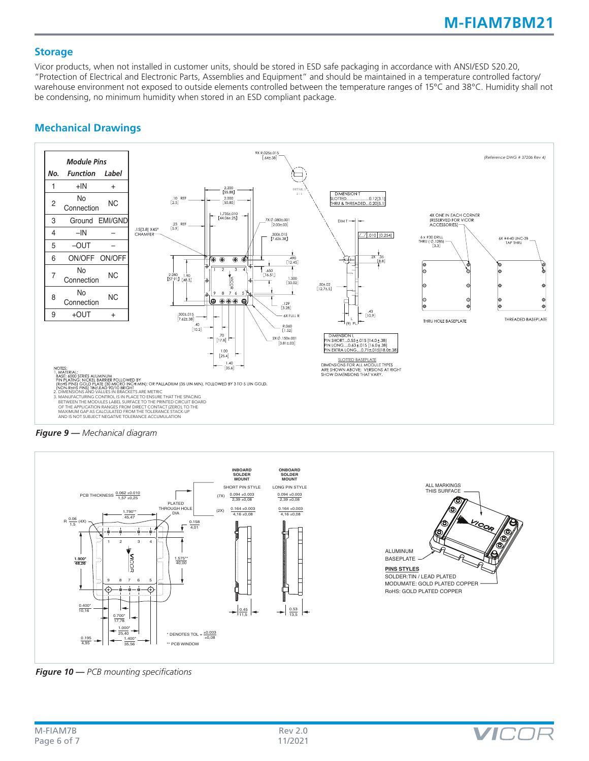## Storage

Vicor products, when not installed in customer units, should be stored in ESD safe packaging in accordance with ANSI/ESD S20.20, "Protection of Electrical and Electronic Parts, Assemblies and Equipment" and should be maintained in a temperature controlled factory/warehouse environment not exposed to outside elements controlled between the temperature ranges of 15°C and 38°C. Humidity shall not be condensing, no minimum humidity when stored in an ESD compliant package.

## Mechanical Drawings

| No. | Function | Label |
|---|---|---|
| 1 | +IN | + |
| 2 | No Connection | NC |
| 3 | Ground | EMI/GND |
| 4 | –IN | – |
| 5 | –OUT | – |
| 6 | ON/OFF | ON/OFF |
| 7 | No Connection | NC |
| 8 | No Connection | NC |
| 9 | +OUT | + |

NOTES:
1. MATERIAL:
BASE: 6000 SERIES ALUMINUM
PIN PLATING: NICKEL BARRIER FOLLOWED BY
(RoHS PINS) GOLD PLATE (30 MICRO INCH MIN); OR PALLADIUM (35 UIN MIN), FOLLOWED BY 3 TO 5 UIN GOLD.
(NON-RoHS PINS) TIN/LEAD 90/10 BRIGHT
2. DIMENSIONS AND VALUES IN BRACKETS ARE METRIC
3. MANUFACTURING CONTROL IS IN PLACE TO ENSURE THAT THE SPACING BETWEEN THE MODULES LABEL SURFACE TO THE PRINTED CIRCUIT BOARD OF THE APPLICATION RANGES FROM DIRECT CONTACT (ZERO), TO THE MAXIMUM GAP AS CALCULATED FROM THE TOLERANCE STACK-UP AND IS NOT SUBJECT NEGATIVE TOLERANCE ACCUMULATION

*Figure 9* — Mechanical diagram

*Figure 10* — PCB mounting specifications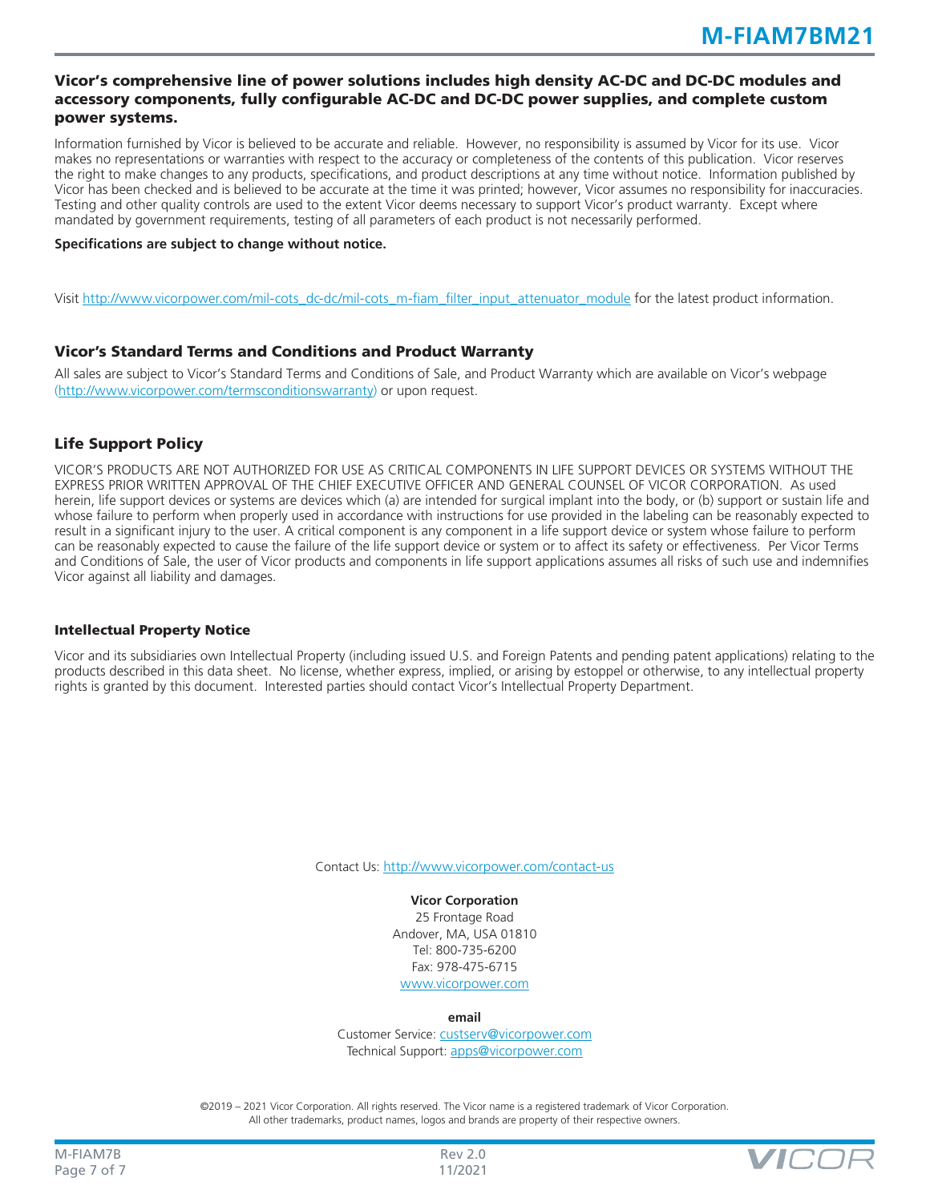### Vicor's comprehensive line of power solutions includes high density AC-DC and DC-DC modules and accessory components, fully configurable AC-DC and DC-DC power supplies, and complete custom power systems.

Information furnished by Vicor is believed to be accurate and reliable. However, no responsibility is assumed by Vicor for its use. Vicor makes no representations or warranties with respect to the accuracy or completeness of the contents of this publication. Vicor reserves the right to make changes to any products, specifications, and product descriptions at any time without notice. Information published by Vicor has been checked and is believed to be accurate at the time it was printed; however, Vicor assumes no responsibility for inaccuracies. Testing and other quality controls are used to the extent Vicor deems necessary to support Vicor's product warranty. Except where mandated by government requirements, testing of all parameters of each product is not necessarily performed.

**Specifications are subject to change without notice.**

Visit http://www.vicorpower.com/mil-cots_dc-dc/mil-cots_m-fiam_filter_input_attenuator_module for the latest product information.

### Vicor's Standard Terms and Conditions and Product Warranty

All sales are subject to Vicor's Standard Terms and Conditions of Sale, and Product Warranty which are available on Vicor's webpage (http://www.vicorpower.com/termsconditionswarranty) or upon request.

### Life Support Policy

VICOR'S PRODUCTS ARE NOT AUTHORIZED FOR USE AS CRITICAL COMPONENTS IN LIFE SUPPORT DEVICES OR SYSTEMS WITHOUT THE EXPRESS PRIOR WRITTEN APPROVAL OF THE CHIEF EXECUTIVE OFFICER AND GENERAL COUNSEL OF VICOR CORPORATION. As used herein, life support devices or systems are devices which (a) are intended for surgical implant into the body, or (b) support or sustain life and whose failure to perform when properly used in accordance with instructions for use provided in the labeling can be reasonably expected to result in a significant injury to the user. A critical component is any component in a life support device or system whose failure to perform can be reasonably expected to cause the failure of the life support device or system or to affect its safety or effectiveness. Per Vicor Terms and Conditions of Sale, the user of Vicor products and components in life support applications assumes all risks of such use and indemnifies Vicor against all liability and damages.

#### Intellectual Property Notice

Vicor and its subsidiaries own Intellectual Property (including issued U.S. and Foreign Patents and pending patent applications) relating to the products described in this data sheet. No license, whether express, implied, or arising by estoppel or otherwise, to any intellectual property rights is granted by this document. Interested parties should contact Vicor's Intellectual Property Department.

Contact Us: http://www.vicorpower.com/contact-us

**Vicor Corporation**
25 Frontage Road
Andover, MA, USA 01810
Tel: 800-735-6200
Fax: 978-475-6715
www.vicorpower.com

**email**
Customer Service: custserv@vicorpower.com
Technical Support: apps@vicorpower.com

©2019 – 2021 Vicor Corporation. All rights reserved. The Vicor name is a registered trademark of Vicor Corporation.
All other trademarks, product names, logos and brands are property of their respective owners.